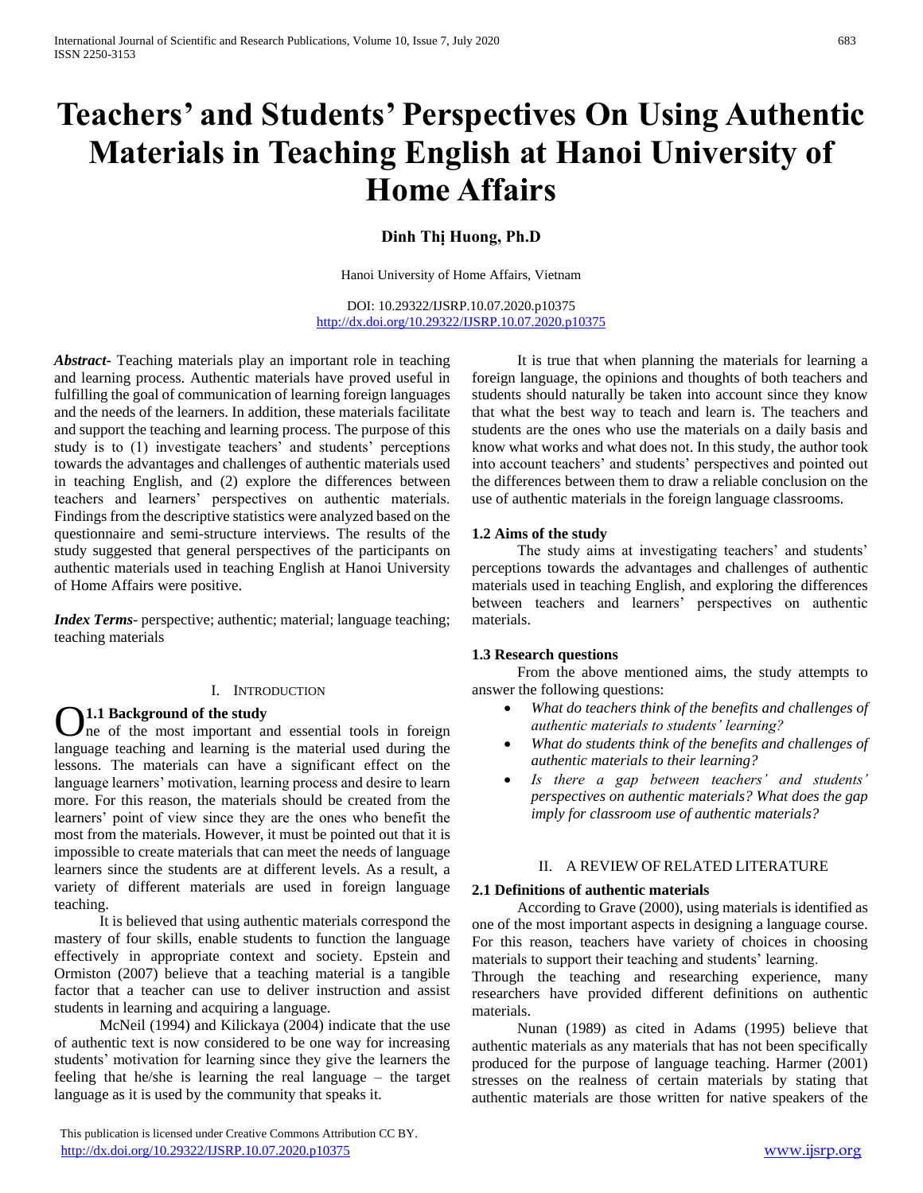# Teachers' and Students' Perspectives On Using Authentic Materials in Teaching English at Hanoi University of Home Affairs

**Dinh Thị Huong, Ph.D**

Hanoi University of Home Affairs, Vietnam

DOI: 10.29322/IJSRP.10.07.2020.p10375
http://dx.doi.org/10.29322/IJSRP.10.07.2020.p10375

***Abstract*-** Teaching materials play an important role in teaching and learning process. Authentic materials have proved useful in fulfilling the goal of communication of learning foreign languages and the needs of the learners. In addition, these materials facilitate and support the teaching and learning process. The purpose of this study is to (1) investigate teachers' and students' perceptions towards the advantages and challenges of authentic materials used in teaching English, and (2) explore the differences between teachers and learners' perspectives on authentic materials. Findings from the descriptive statistics were analyzed based on the questionnaire and semi-structure interviews. The results of the study suggested that general perspectives of the participants on authentic materials used in teaching English at Hanoi University of Home Affairs were positive.

***Index Terms*-** perspective; authentic; material; language teaching; teaching materials

## I. INTRODUCTION

### 1.1 Background of the study

One of the most important and essential tools in foreign language teaching and learning is the material used during the lessons. The materials can have a significant effect on the language learners' motivation, learning process and desire to learn more. For this reason, the materials should be created from the learners' point of view since they are the ones who benefit the most from the materials. However, it must be pointed out that it is impossible to create materials that can meet the needs of language learners since the students are at different levels. As a result, a variety of different materials are used in foreign language teaching.

It is believed that using authentic materials correspond the mastery of four skills, enable students to function the language effectively in appropriate context and society. Epstein and Ormiston (2007) believe that a teaching material is a tangible factor that a teacher can use to deliver instruction and assist students in learning and acquiring a language.

McNeil (1994) and Kilickaya (2004) indicate that the use of authentic text is now considered to be one way for increasing students' motivation for learning since they give the learners the feeling that he/she is learning the real language – the target language as it is used by the community that speaks it.

It is true that when planning the materials for learning a foreign language, the opinions and thoughts of both teachers and students should naturally be taken into account since they know that what the best way to teach and learn is. The teachers and students are the ones who use the materials on a daily basis and know what works and what does not. In this study, the author took into account teachers' and students' perspectives and pointed out the differences between them to draw a reliable conclusion on the use of authentic materials in the foreign language classrooms.

### 1.2 Aims of the study

The study aims at investigating teachers' and students' perceptions towards the advantages and challenges of authentic materials used in teaching English, and exploring the differences between teachers and learners' perspectives on authentic materials.

### 1.3 Research questions

From the above mentioned aims, the study attempts to answer the following questions:

- *What do teachers think of the benefits and challenges of authentic materials to students' learning?*
- *What do students think of the benefits and challenges of authentic materials to their learning?*
- *Is there a gap between teachers' and students' perspectives on authentic materials? What does the gap imply for classroom use of authentic materials?*

## II. A REVIEW OF RELATED LITERATURE

### 2.1 Definitions of authentic materials

According to Grave (2000), using materials is identified as one of the most important aspects in designing a language course. For this reason, teachers have variety of choices in choosing materials to support their teaching and students' learning.

Through the teaching and researching experience, many researchers have provided different definitions on authentic materials.

Nunan (1989) as cited in Adams (1995) believe that authentic materials as any materials that has not been specifically produced for the purpose of language teaching. Harmer (2001) stresses on the realness of certain materials by stating that authentic materials are those written for native speakers of the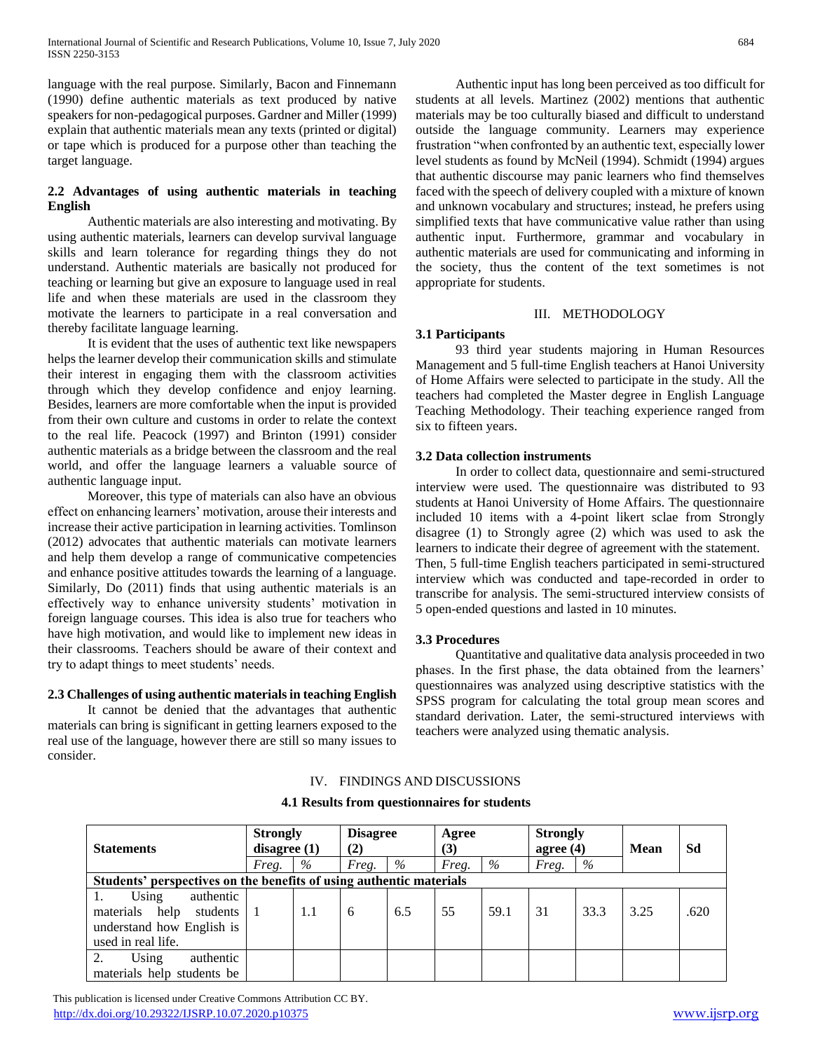language with the real purpose. Similarly, Bacon and Finnemann (1990) define authentic materials as text produced by native speakers for non-pedagogical purposes. Gardner and Miller (1999) explain that authentic materials mean any texts (printed or digital) or tape which is produced for a purpose other than teaching the target language.

### 2.2 Advantages of using authentic materials in teaching English

Authentic materials are also interesting and motivating. By using authentic materials, learners can develop survival language skills and learn tolerance for regarding things they do not understand. Authentic materials are basically not produced for teaching or learning but give an exposure to language used in real life and when these materials are used in the classroom they motivate the learners to participate in a real conversation and thereby facilitate language learning.

It is evident that the uses of authentic text like newspapers helps the learner develop their communication skills and stimulate their interest in engaging them with the classroom activities through which they develop confidence and enjoy learning. Besides, learners are more comfortable when the input is provided from their own culture and customs in order to relate the context to the real life. Peacock (1997) and Brinton (1991) consider authentic materials as a bridge between the classroom and the real world, and offer the language learners a valuable source of authentic language input.

Moreover, this type of materials can also have an obvious effect on enhancing learners' motivation, arouse their interests and increase their active participation in learning activities. Tomlinson (2012) advocates that authentic materials can motivate learners and help them develop a range of communicative competencies and enhance positive attitudes towards the learning of a language. Similarly, Do (2011) finds that using authentic materials is an effectively way to enhance university students' motivation in foreign language courses. This idea is also true for teachers who have high motivation, and would like to implement new ideas in their classrooms. Teachers should be aware of their context and try to adapt things to meet students' needs.

### 2.3 Challenges of using authentic materials in teaching English

It cannot be denied that the advantages that authentic materials can bring is significant in getting learners exposed to the real use of the language, however there are still so many issues to consider.

Authentic input has long been perceived as too difficult for students at all levels. Martinez (2002) mentions that authentic materials may be too culturally biased and difficult to understand outside the language community. Learners may experience frustration "when confronted by an authentic text, especially lower level students as found by McNeil (1994). Schmidt (1994) argues that authentic discourse may panic learners who find themselves faced with the speech of delivery coupled with a mixture of known and unknown vocabulary and structures; instead, he prefers using simplified texts that have communicative value rather than using authentic input. Furthermore, grammar and vocabulary in authentic materials are used for communicating and informing in the society, thus the content of the text sometimes is not appropriate for students.

## III. METHODOLOGY

### 3.1 Participants

93 third year students majoring in Human Resources Management and 5 full-time English teachers at Hanoi University of Home Affairs were selected to participate in the study. All the teachers had completed the Master degree in English Language Teaching Methodology. Their teaching experience ranged from six to fifteen years.

### 3.2 Data collection instruments

In order to collect data, questionnaire and semi-structured interview were used. The questionnaire was distributed to 93 students at Hanoi University of Home Affairs. The questionnaire included 10 items with a 4-point likert sclae from Strongly disagree (1) to Strongly agree (2) which was used to ask the learners to indicate their degree of agreement with the statement. Then, 5 full-time English teachers participated in semi-structured interview which was conducted and tape-recorded in order to transcribe for analysis. The semi-structured interview consists of 5 open-ended questions and lasted in 10 minutes.

### 3.3 Procedures

Quantitative and qualitative data analysis proceeded in two phases. In the first phase, the data obtained from the learners' questionnaires was analyzed using descriptive statistics with the SPSS program for calculating the total group mean scores and standard derivation. Later, the semi-structured interviews with teachers were analyzed using thematic analysis.

## IV. FINDINGS AND DISCUSSIONS

### 4.1 Results from questionnaires for students

| Statements | Strongly disagree (1) | | Disagree (2) | | Agree (3) | | Strongly agree (4) | | Mean | Sd |
|---|---|---|---|---|---|---|---|---|---|---|
| | *Freq.* | *%* | *Freq.* | *%* | *Freq.* | *%* | *Freq.* | *%* | | |
| **Students' perspectives on the benefits of using authentic materials** | | | | | | | | | | |
| 1. Using authentic materials help students understand how English is used in real life. | 1 | 1.1 | 6 | 6.5 | 55 | 59.1 | 31 | 33.3 | 3.25 | .620 |
| 2. Using authentic materials help students be | | | | | | | | | | |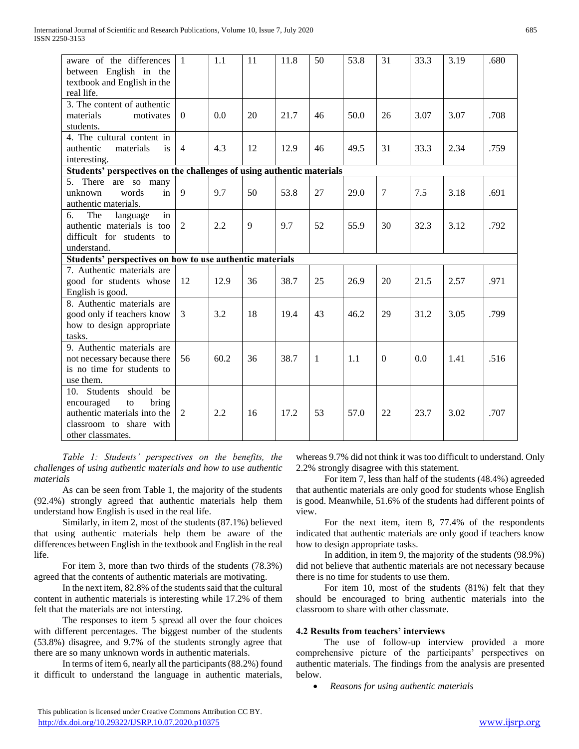| | | | | | | | | | | |
|---|---|---|---|---|---|---|---|---|---|---|
| aware of the differences between English in the textbook and English in the real life. | 1 | 1.1 | 11 | 11.8 | 50 | 53.8 | 31 | 33.3 | 3.19 | .680 |
| 3. The content of authentic materials motivates students. | 0 | 0.0 | 20 | 21.7 | 46 | 50.0 | 26 | 3.07 | 3.07 | .708 |
| 4. The cultural content in authentic materials is interesting. | 4 | 4.3 | 12 | 12.9 | 46 | 49.5 | 31 | 33.3 | 2.34 | .759 |
| **Students' perspectives on the challenges of using authentic materials** | | | | | | | | | | |
| 5. There are so many unknown words in authentic materials. | 9 | 9.7 | 50 | 53.8 | 27 | 29.0 | 7 | 7.5 | 3.18 | .691 |
| 6. The language in authentic materials is too difficult for students to understand. | 2 | 2.2 | 9 | 9.7 | 52 | 55.9 | 30 | 32.3 | 3.12 | .792 |
| **Students' perspectives on how to use authentic materials** | | | | | | | | | | |
| 7. Authentic materials are good for students whose English is good. | 12 | 12.9 | 36 | 38.7 | 25 | 26.9 | 20 | 21.5 | 2.57 | .971 |
| 8. Authentic materials are good only if teachers know how to design appropriate tasks. | 3 | 3.2 | 18 | 19.4 | 43 | 46.2 | 29 | 31.2 | 3.05 | .799 |
| 9. Authentic materials are not necessary because there is no time for students to use them. | 56 | 60.2 | 36 | 38.7 | 1 | 1.1 | 0 | 0.0 | 1.41 | .516 |
| 10. Students should be encouraged to bring authentic materials into the classroom to share with other classmates. | 2 | 2.2 | 16 | 17.2 | 53 | 57.0 | 22 | 23.7 | 3.02 | .707 |

*Table 1: Students' perspectives on the benefits, the challenges of using authentic materials and how to use authentic materials*

As can be seen from Table 1, the majority of the students (92.4%) strongly agreed that authentic materials help them understand how English is used in the real life.

Similarly, in item 2, most of the students (87.1%) believed that using authentic materials help them be aware of the differences between English in the textbook and English in the real life.

For item 3, more than two thirds of the students (78.3%) agreed that the contents of authentic materials are motivating.

In the next item, 82.8% of the students said that the cultural content in authentic materials is interesting while 17.2% of them felt that the materials are not intersting.

The responses to item 5 spread all over the four choices with different percentages. The biggest number of the students (53.8%) disagree, and 9.7% of the students strongly agree that there are so many unknown words in authentic materials.

In terms of item 6, nearly all the participants (88.2%) found it difficult to understand the language in authentic materials, whereas 9.7% did not think it was too difficult to understand. Only 2.2% strongly disagree with this statement.

For item 7, less than half of the students (48.4%) agreeded that authentic materials are only good for students whose English is good. Meanwhile, 51.6% of the students had different points of view.

For the next item, item 8, 77.4% of the respondents indicated that authentic materials are only good if teachers know how to design appropriate tasks.

In addition, in item 9, the majority of the students (98.9%) did not believe that authentic materials are not necessary because there is no time for students to use them.

For item 10, most of the students (81%) felt that they should be encouraged to bring authentic materials into the classroom to share with other classmate.

#### 4.2 Results from teachers' interviews

The use of follow-up interview provided a more comprehensive picture of the participants' perspectives on authentic materials. The findings from the analysis are presented below.

- *Reasons for using authentic materials*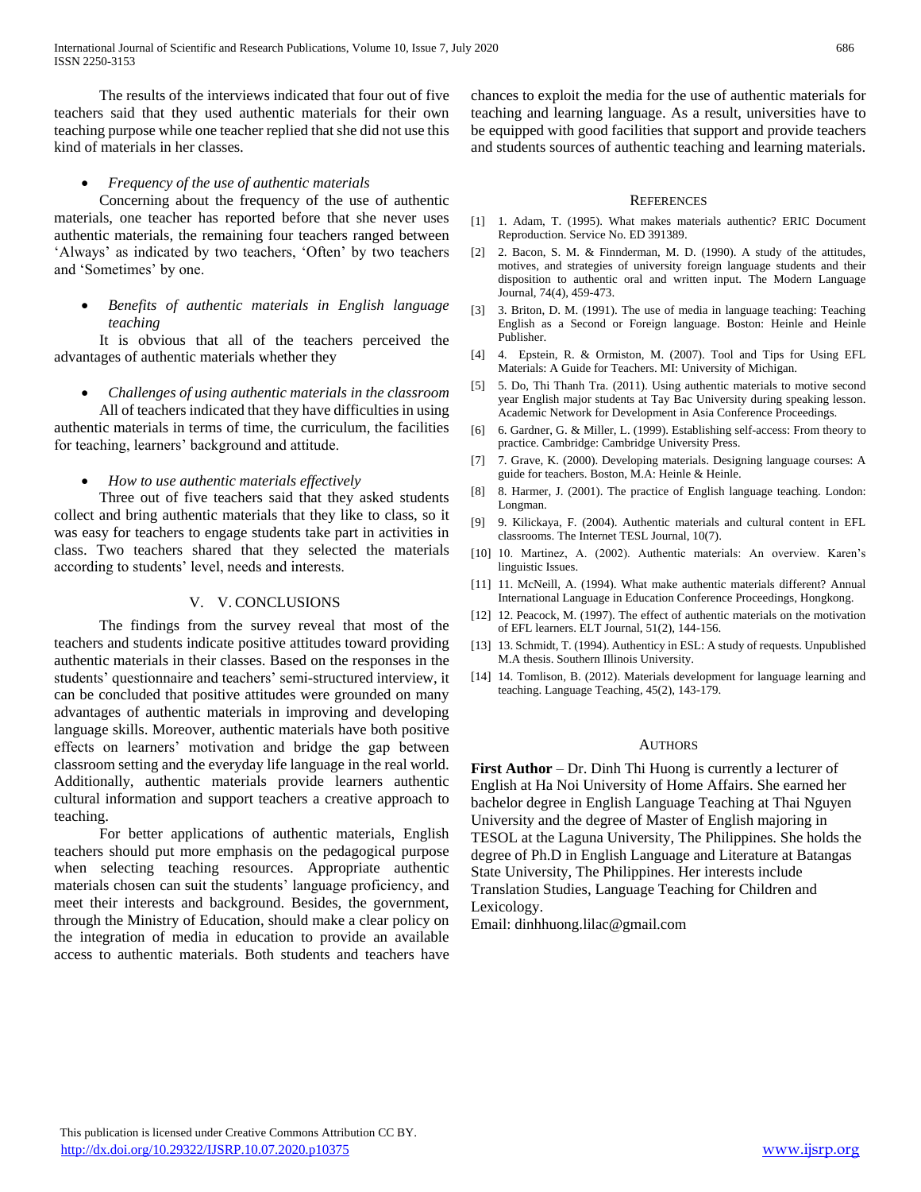The results of the interviews indicated that four out of five teachers said that they used authentic materials for their own teaching purpose while one teacher replied that she did not use this kind of materials in her classes.

- *Frequency of the use of authentic materials*

Concerning about the frequency of the use of authentic materials, one teacher has reported before that she never uses authentic materials, the remaining four teachers ranged between 'Always' as indicated by two teachers, 'Often' by two teachers and 'Sometimes' by one.

- *Benefits of authentic materials in English language teaching*

It is obvious that all of the teachers perceived the advantages of authentic materials whether they

- *Challenges of using authentic materials in the classroom*

All of teachers indicated that they have difficulties in using authentic materials in terms of time, the curriculum, the facilities for teaching, learners' background and attitude.

- *How to use authentic materials effectively*

Three out of five teachers said that they asked students collect and bring authentic materials that they like to class, so it was easy for teachers to engage students take part in activities in class. Two teachers shared that they selected the materials according to students' level, needs and interests.

## V. V. CONCLUSIONS

The findings from the survey reveal that most of the teachers and students indicate positive attitudes toward providing authentic materials in their classes. Based on the responses in the students' questionnaire and teachers' semi-structured interview, it can be concluded that positive attitudes were grounded on many advantages of authentic materials in improving and developing language skills. Moreover, authentic materials have both positive effects on learners' motivation and bridge the gap between classroom setting and the everyday life language in the real world. Additionally, authentic materials provide learners authentic cultural information and support teachers a creative approach to teaching.

For better applications of authentic materials, English teachers should put more emphasis on the pedagogical purpose when selecting teaching resources. Appropriate authentic materials chosen can suit the students' language proficiency, and meet their interests and background. Besides, the government, through the Ministry of Education, should make a clear policy on the integration of media in education to provide an available access to authentic materials. Both students and teachers have chances to exploit the media for the use of authentic materials for teaching and learning language. As a result, universities have to be equipped with good facilities that support and provide teachers and students sources of authentic teaching and learning materials.

## REFERENCES

[1] 1. Adam, T. (1995). What makes materials authentic? ERIC Document Reproduction. Service No. ED 391389.

[2] 2. Bacon, S. M. & Finnderman, M. D. (1990). A study of the attitudes, motives, and strategies of university foreign language students and their disposition to authentic oral and written input. The Modern Language Journal, 74(4), 459-473.

[3] 3. Briton, D. M. (1991). The use of media in language teaching: Teaching English as a Second or Foreign language. Boston: Heinle and Heinle Publisher.

[4] 4. Epstein, R. & Ormiston, M. (2007). Tool and Tips for Using EFL Materials: A Guide for Teachers. MI: University of Michigan.

[5] 5. Do, Thi Thanh Tra. (2011). Using authentic materials to motive second year English major students at Tay Bac University during speaking lesson. Academic Network for Development in Asia Conference Proceedings.

[6] 6. Gardner, G. & Miller, L. (1999). Establishing self-access: From theory to practice. Cambridge: Cambridge University Press.

[7] 7. Grave, K. (2000). Developing materials. Designing language courses: A guide for teachers. Boston, M.A: Heinle & Heinle.

[8] 8. Harmer, J. (2001). The practice of English language teaching. London: Longman.

[9] 9. Kilickaya, F. (2004). Authentic materials and cultural content in EFL classrooms. The Internet TESL Journal, 10(7).

[10] 10. Martinez, A. (2002). Authentic materials: An overview. Karen's linguistic Issues.

[11] 11. McNeill, A. (1994). What make authentic materials different? Annual International Language in Education Conference Proceedings, Hongkong.

[12] 12. Peacock, M. (1997). The effect of authentic materials on the motivation of EFL learners. ELT Journal, 51(2), 144-156.

[13] 13. Schmidt, T. (1994). Authenticy in ESL: A study of requests. Unpublished M.A thesis. Southern Illinois University.

[14] 14. Tomlison, B. (2012). Materials development for language learning and teaching. Language Teaching, 45(2), 143-179.

## AUTHORS

**First Author** – Dr. Dinh Thi Huong is currently a lecturer of English at Ha Noi University of Home Affairs. She earned her bachelor degree in English Language Teaching at Thai Nguyen University and the degree of Master of English majoring in TESOL at the Laguna University, The Philippines. She holds the degree of Ph.D in English Language and Literature at Batangas State University, The Philippines. Her interests include Translation Studies, Language Teaching for Children and Lexicology.

Email: dinhhuong.lilac@gmail.com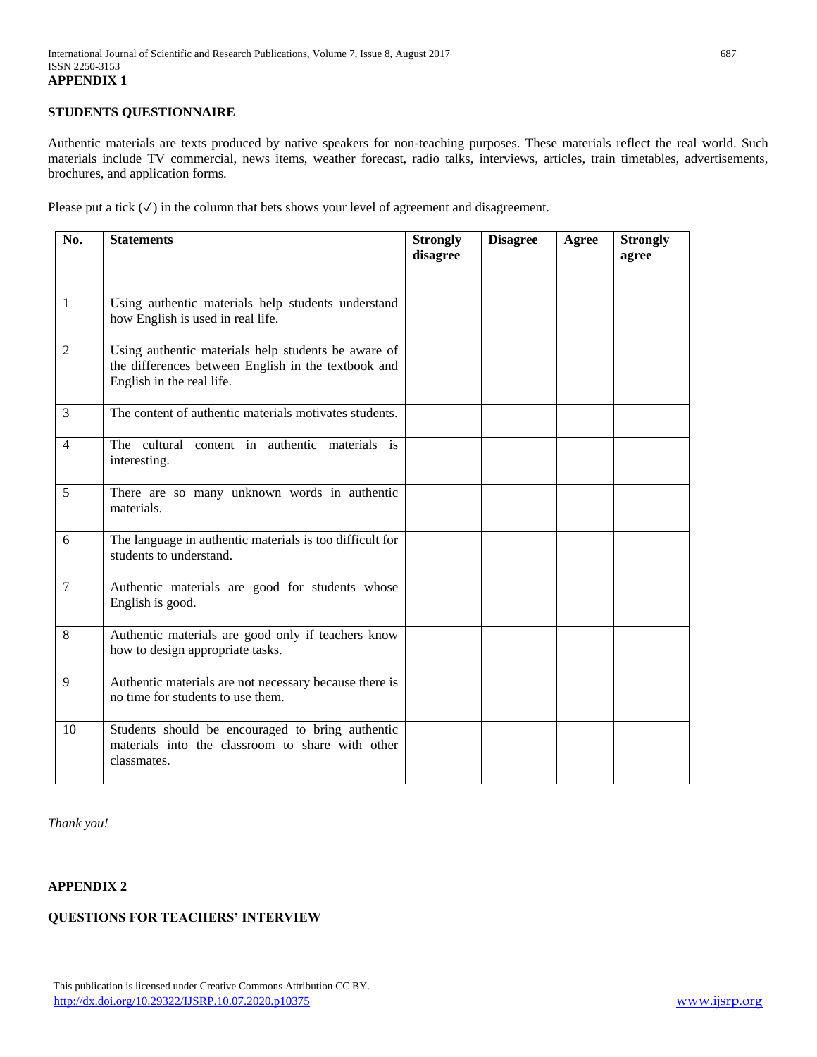## APPENDIX 1

### STUDENTS QUESTIONNAIRE

Authentic materials are texts produced by native speakers for non-teaching purposes. These materials reflect the real world. Such materials include TV commercial, news items, weather forecast, radio talks, interviews, articles, train timetables, advertisements, brochures, and application forms.

Please put a tick (✓) in the column that bets shows your level of agreement and disagreement.

| No. | Statements | Strongly disagree | Disagree | Agree | Strongly agree |
|---|---|---|---|---|---|
| 1 | Using authentic materials help students understand how English is used in real life. | | | | |
| 2 | Using authentic materials help students be aware of the differences between English in the textbook and English in the real life. | | | | |
| 3 | The content of authentic materials motivates students. | | | | |
| 4 | The cultural content in authentic materials is interesting. | | | | |
| 5 | There are so many unknown words in authentic materials. | | | | |
| 6 | The language in authentic materials is too difficult for students to understand. | | | | |
| 7 | Authentic materials are good for students whose English is good. | | | | |
| 8 | Authentic materials are good only if teachers know how to design appropriate tasks. | | | | |
| 9 | Authentic materials are not necessary because there is no time for students to use them. | | | | |
| 10 | Students should be encouraged to bring authentic materials into the classroom to share with other classmates. | | | | |

*Thank you!*

## APPENDIX 2

### QUESTIONS FOR TEACHERS' INTERVIEW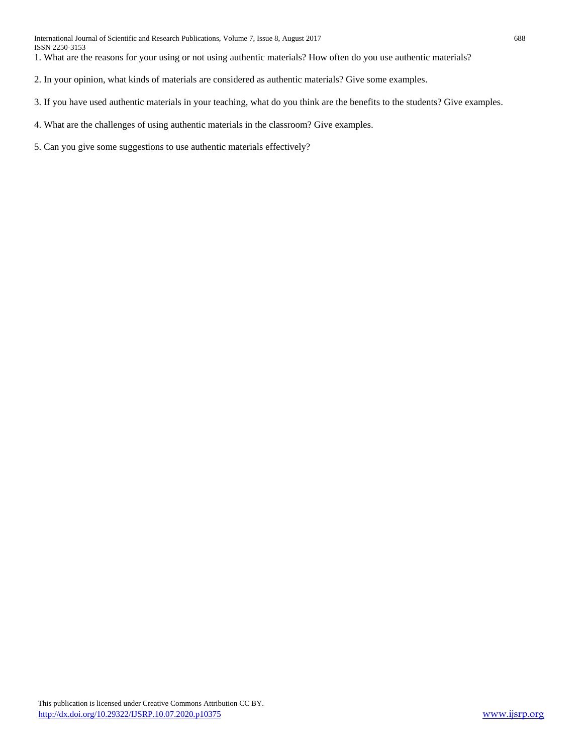1. What are the reasons for your using or not using authentic materials? How often do you use authentic materials?

2. In your opinion, what kinds of materials are considered as authentic materials? Give some examples.

3. If you have used authentic materials in your teaching, what do you think are the benefits to the students? Give examples.

4. What are the challenges of using authentic materials in the classroom? Give examples.

5. Can you give some suggestions to use authentic materials effectively?